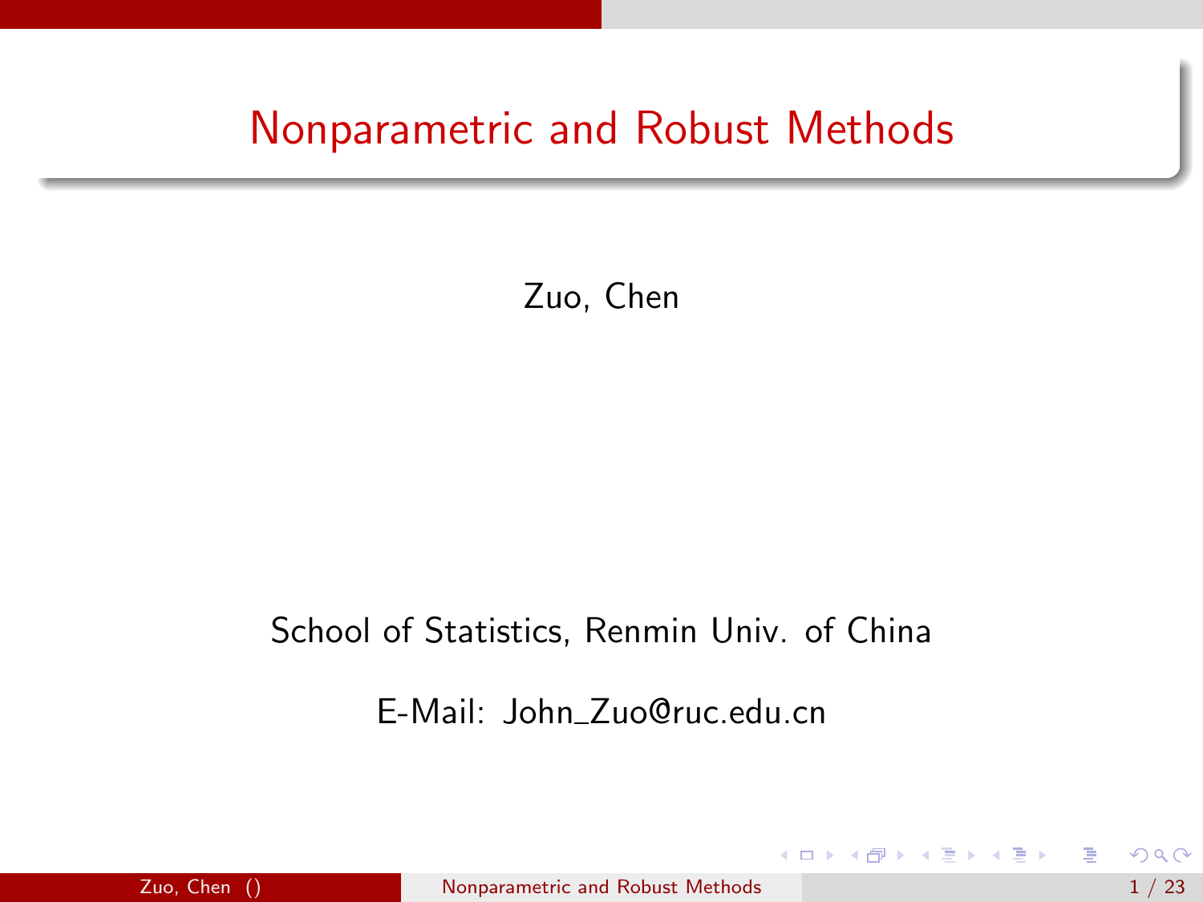# Nonparametric and Robust Methods

Zuo, Chen

School of Statistics, Renmin Univ. of China

E-Mail: John_Zuo@ruc.edu.cn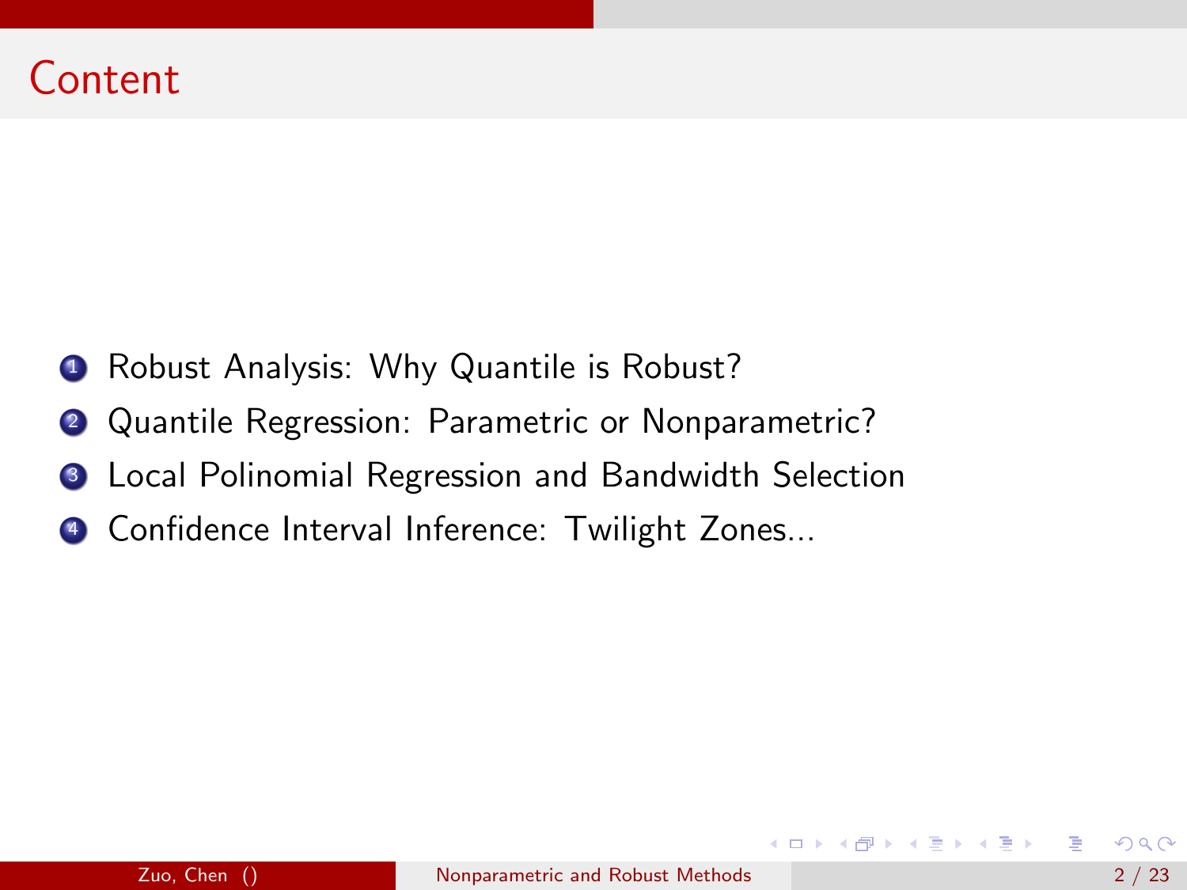# Content

1. Robust Analysis: Why Quantile is Robust?
2. Quantile Regression: Parametric or Nonparametric?
3. Local Polinomial Regression and Bandwidth Selection
4. Confidence Interval Inference: Twilight Zones...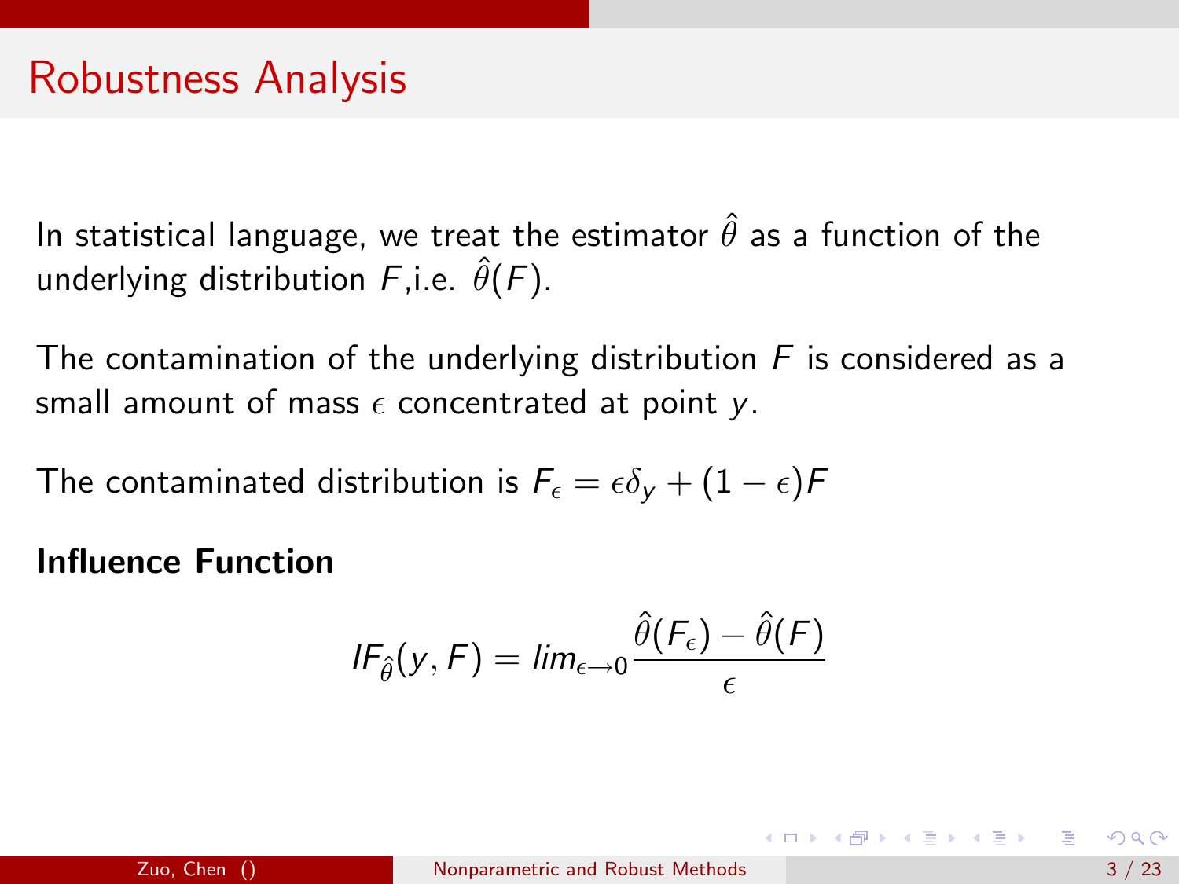# Robustness Analysis

In statistical language, we treat the estimator $\hat{\theta}$ as a function of the underlying distribution $F$,i.e. $\hat{\theta}(F)$.

The contamination of the underlying distribution $F$ is considered as a small amount of mass $\epsilon$ concentrated at point $y$.

The contaminated distribution is $F_\epsilon = \epsilon\delta_y + (1-\epsilon)F$

**Influence Function**

$$IF_{\hat{\theta}}(y, F) = lim_{\epsilon \to 0} \frac{\hat{\theta}(F_\epsilon) - \hat{\theta}(F)}{\epsilon}$$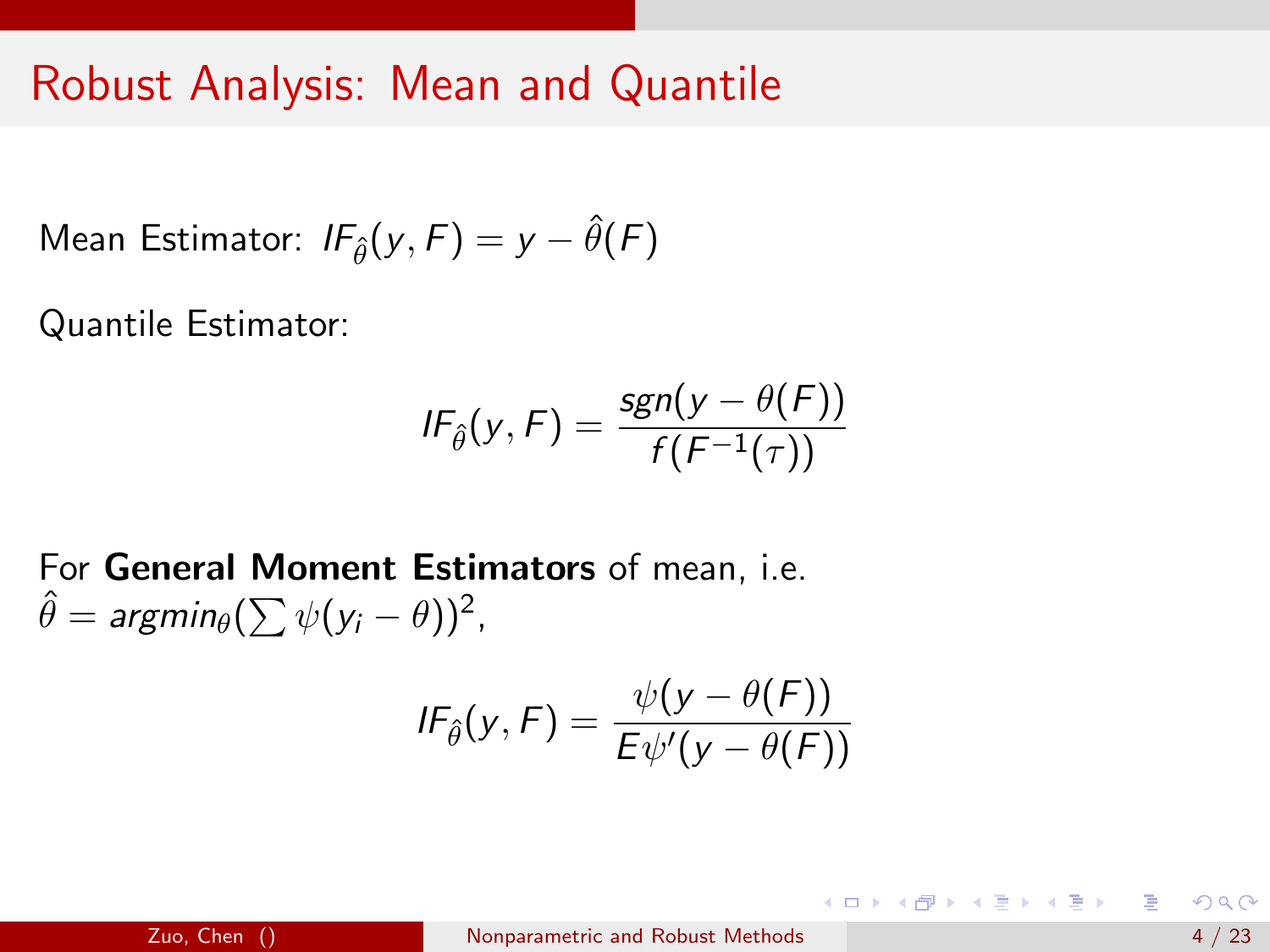# Robust Analysis: Mean and Quantile

Mean Estimator: $IF_{\hat{\theta}}(y, F) = y - \hat{\theta}(F)$

Quantile Estimator:

$$IF_{\hat{\theta}}(y, F) = \frac{sgn(y - \theta(F))}{f(F^{-1}(\tau))}$$

For **General Moment Estimators** of mean, i.e. $\hat{\theta} = argmin_{\theta}(\sum \psi(y_i - \theta))^2$,

$$IF_{\hat{\theta}}(y, F) = \frac{\psi(y - \theta(F))}{E\psi'(y - \theta(F))}$$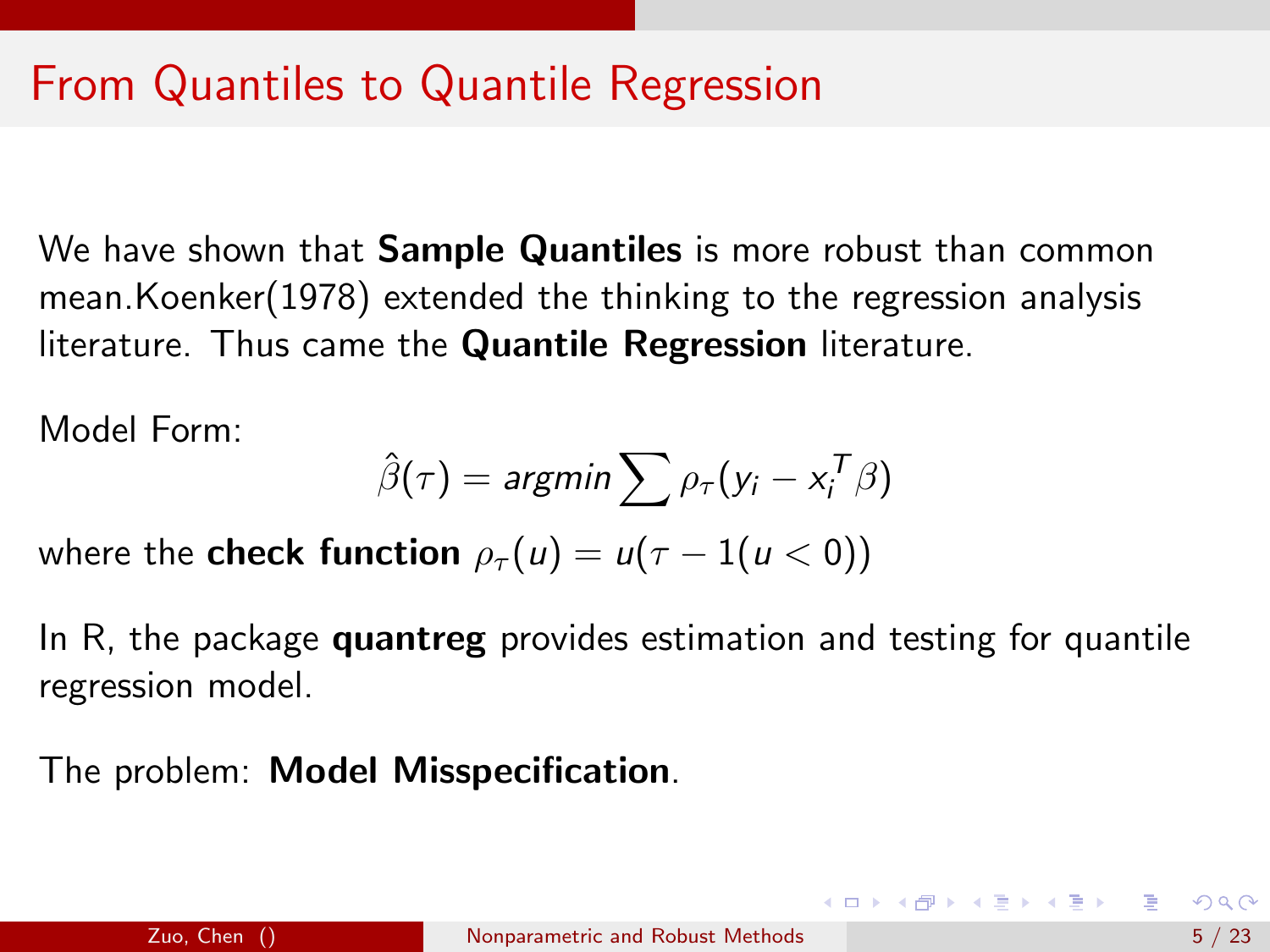# From Quantiles to Quantile Regression

We have shown that **Sample Quantiles** is more robust than common mean.Koenker(1978) extended the thinking to the regression analysis literature. Thus came the **Quantile Regression** literature.

Model Form:

$$\hat{\beta}(\tau) = argmin \sum \rho_\tau(y_i - x_i^T \beta)$$

where the **check function** $\rho_\tau(u) = u(\tau - 1(u < 0))$

In R, the package **quantreg** provides estimation and testing for quantile regression model.

The problem: **Model Misspecification**.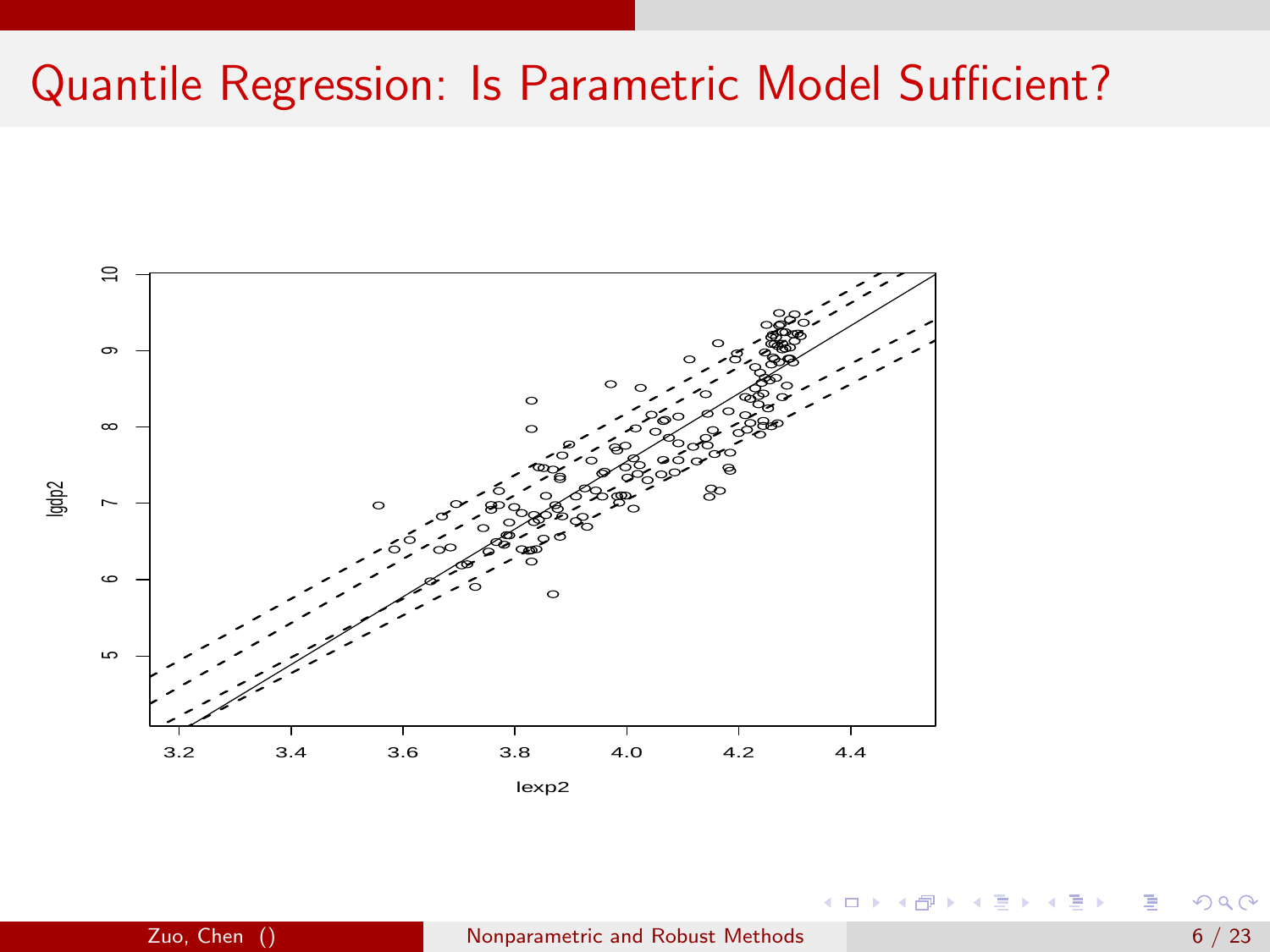# Quantile Regression: Is Parametric Model Sufficient?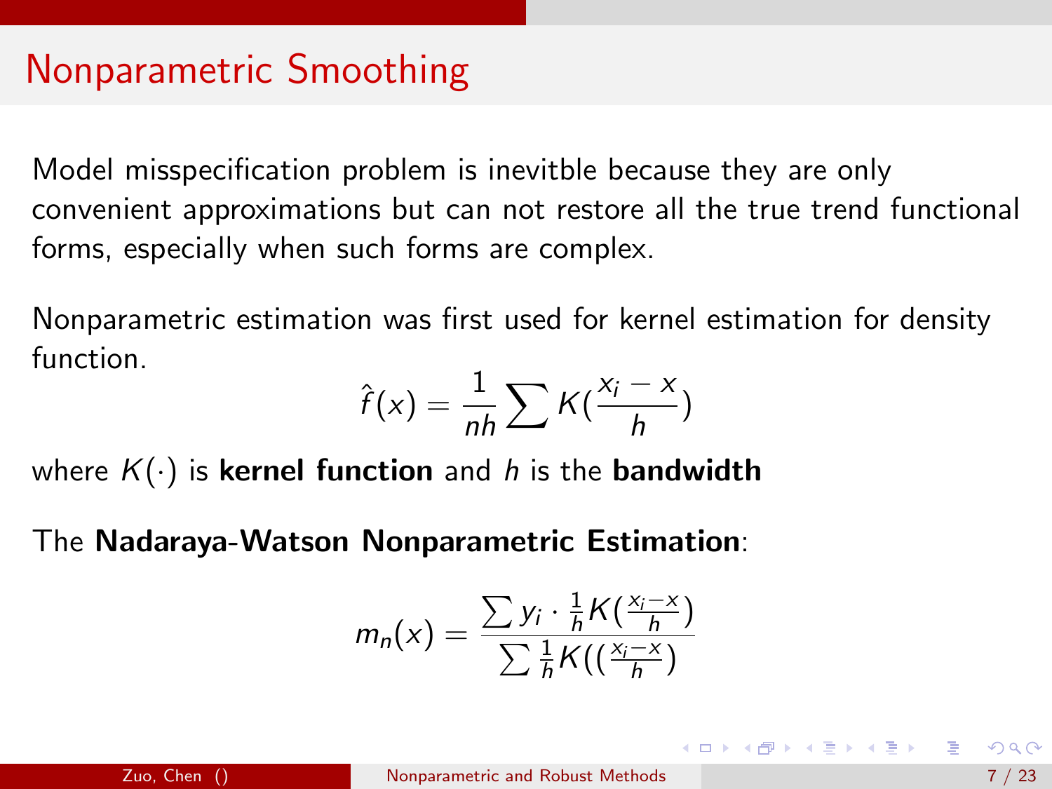# Nonparametric Smoothing

Model misspecification problem is inevitble because they are only convenient approximations but can not restore all the true trend functional forms, especially when such forms are complex.

Nonparametric estimation was first used for kernel estimation for density function.

$$\hat{f}(x) = \frac{1}{nh} \sum K(\frac{x_i - x}{h})$$

where $K(\cdot)$ is **kernel function** and $h$ is the **bandwidth**

The **Nadaraya-Watson Nonparametric Estimation**:

$$m_n(x) = \frac{\sum y_i \cdot \frac{1}{h} K(\frac{x_i - x}{h})}{\sum \frac{1}{h} K((\frac{x_i - x}{h})}$$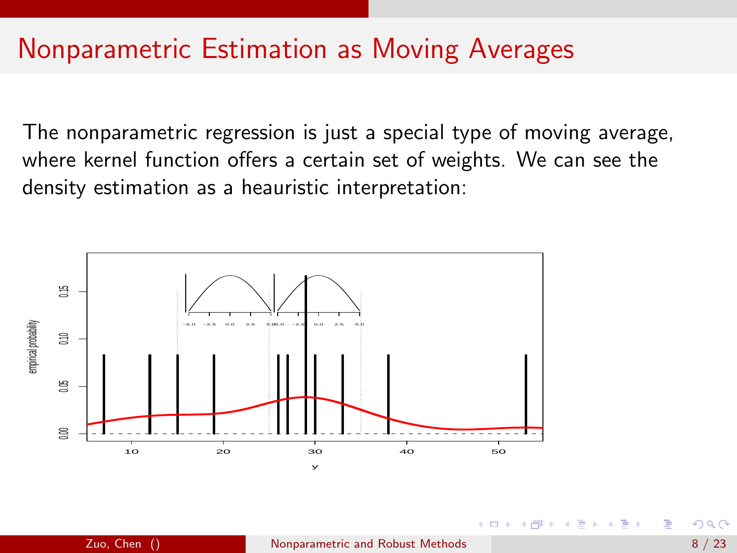# Nonparametric Estimation as Moving Averages

The nonparametric regression is just a special type of moving average, where kernel function offers a certain set of weights. We can see the density estimation as a heauristic interpretation: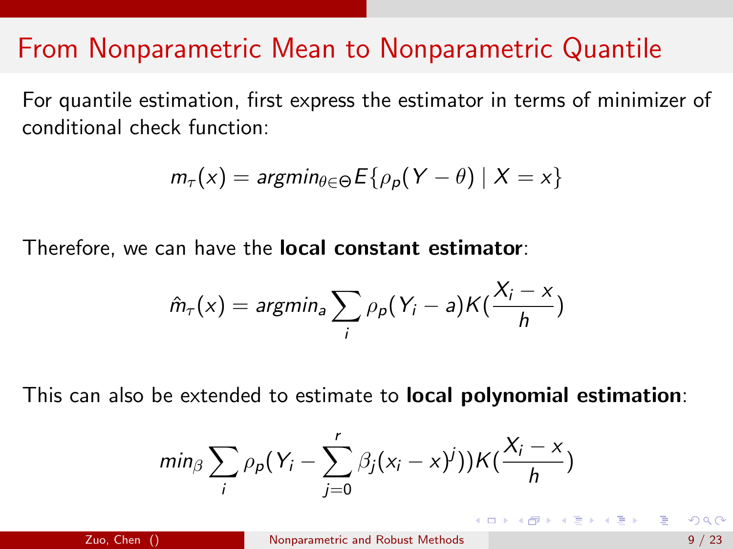# From Nonparametric Mean to Nonparametric Quantile

For quantile estimation, first express the estimator in terms of minimizer of conditional check function:

$$m_\tau(x) = argmin_{\theta \in \Theta} E\{\rho_p(Y - \theta) \mid X = x\}$$

Therefore, we can have the **local constant estimator**:

$$\hat{m}_\tau(x) = argmin_a \sum_i \rho_p(Y_i - a) K(\frac{X_i - x}{h})$$

This can also be extended to estimate to **local polynomial estimation**:

$$min_\beta \sum_i \rho_p(Y_i - \sum_{j=0}^{r} \beta_j (x_i - x)^j)) K(\frac{X_i - x}{h})$$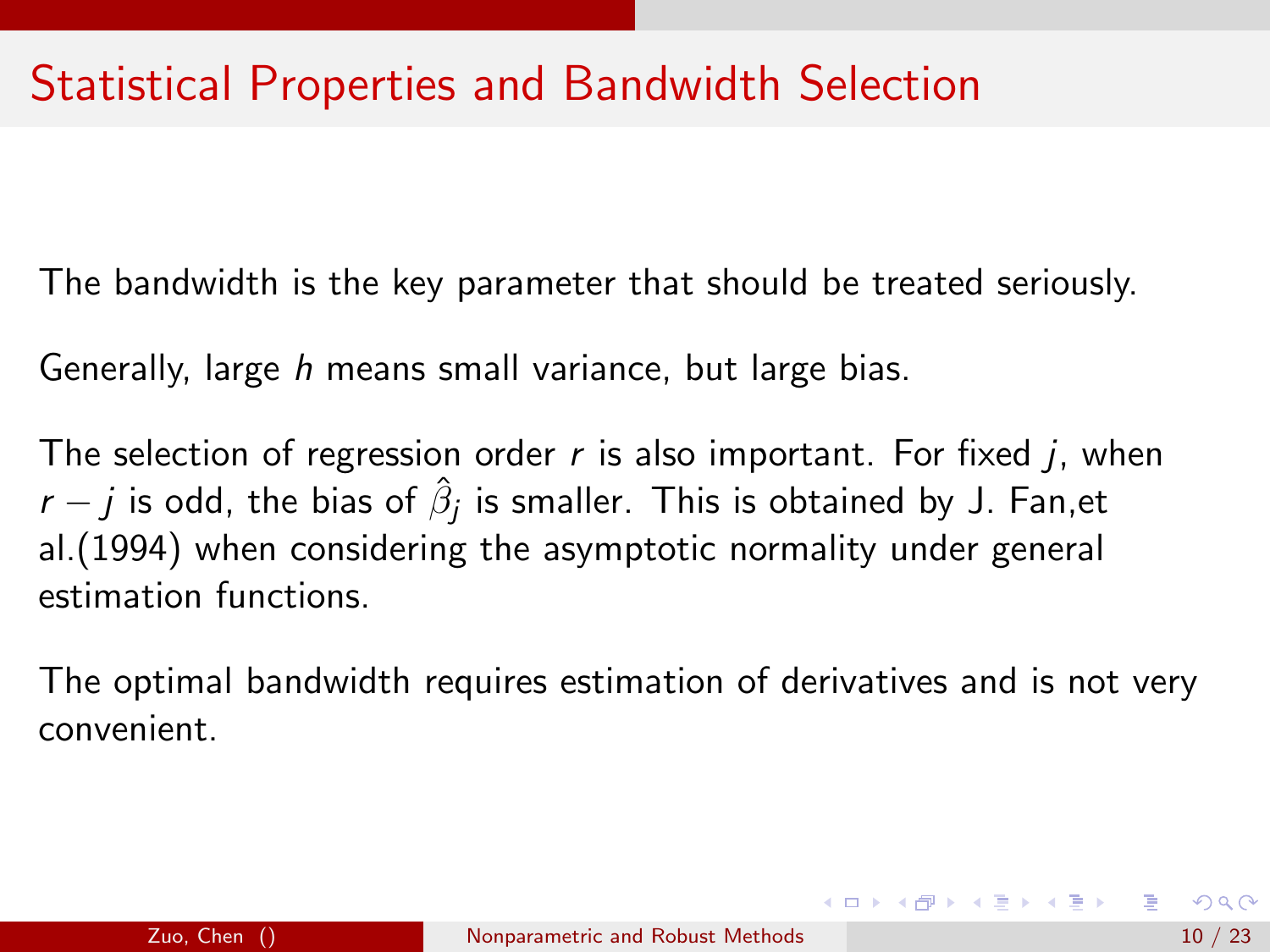# Statistical Properties and Bandwidth Selection

The bandwidth is the key parameter that should be treated seriously.

Generally, large $h$ means small variance, but large bias.

The selection of regression order $r$ is also important. For fixed $j$, when $r - j$ is odd, the bias of $\hat{\beta}_j$ is smaller. This is obtained by J. Fan,et al.(1994) when considering the asymptotic normality under general estimation functions.

The optimal bandwidth requires estimation of derivatives and is not very convenient.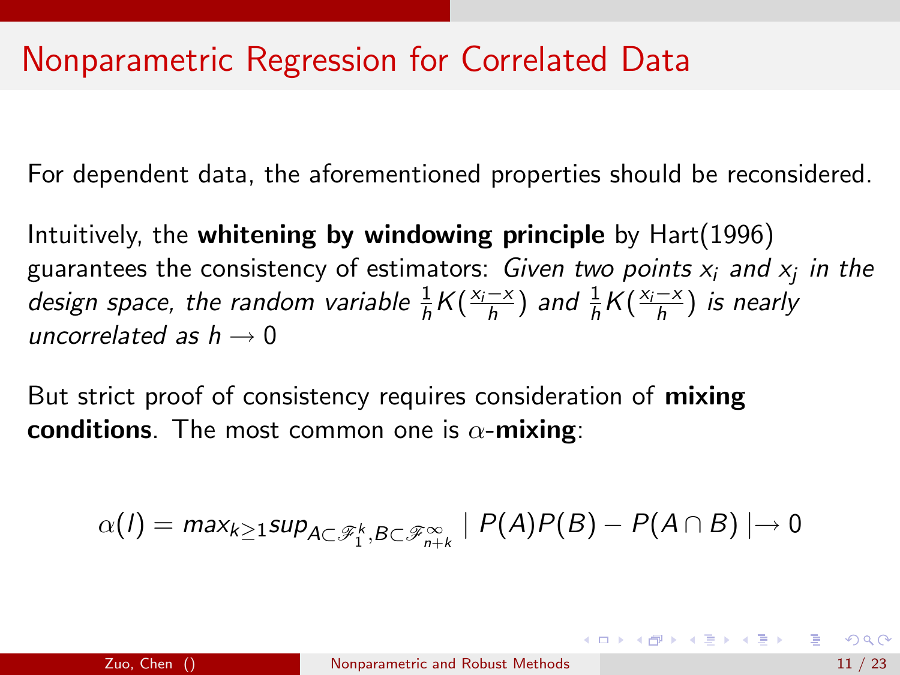# Nonparametric Regression for Correlated Data

For dependent data, the aforementioned properties should be reconsidered.

Intuitively, the **whitening by windowing principle** by Hart(1996) guarantees the consistency of estimators: *Given two points $x_i$ and $x_j$ in the design space, the random variable $\frac{1}{h}K(\frac{x_i - x}{h})$ and $\frac{1}{h}K(\frac{x_i - x}{h})$ is nearly uncorrelated as $h \rightarrow 0$*

But strict proof of consistency requires consideration of **mixing conditions**. The most common one is $\alpha$-**mixing**:

$$\alpha(l) = max_{k \geq 1} sup_{A \subset \mathscr{F}_1^k, B \subset \mathscr{F}_{n+k}^{\infty}} \mid P(A)P(B) - P(A \cap B) \mid \rightarrow 0$$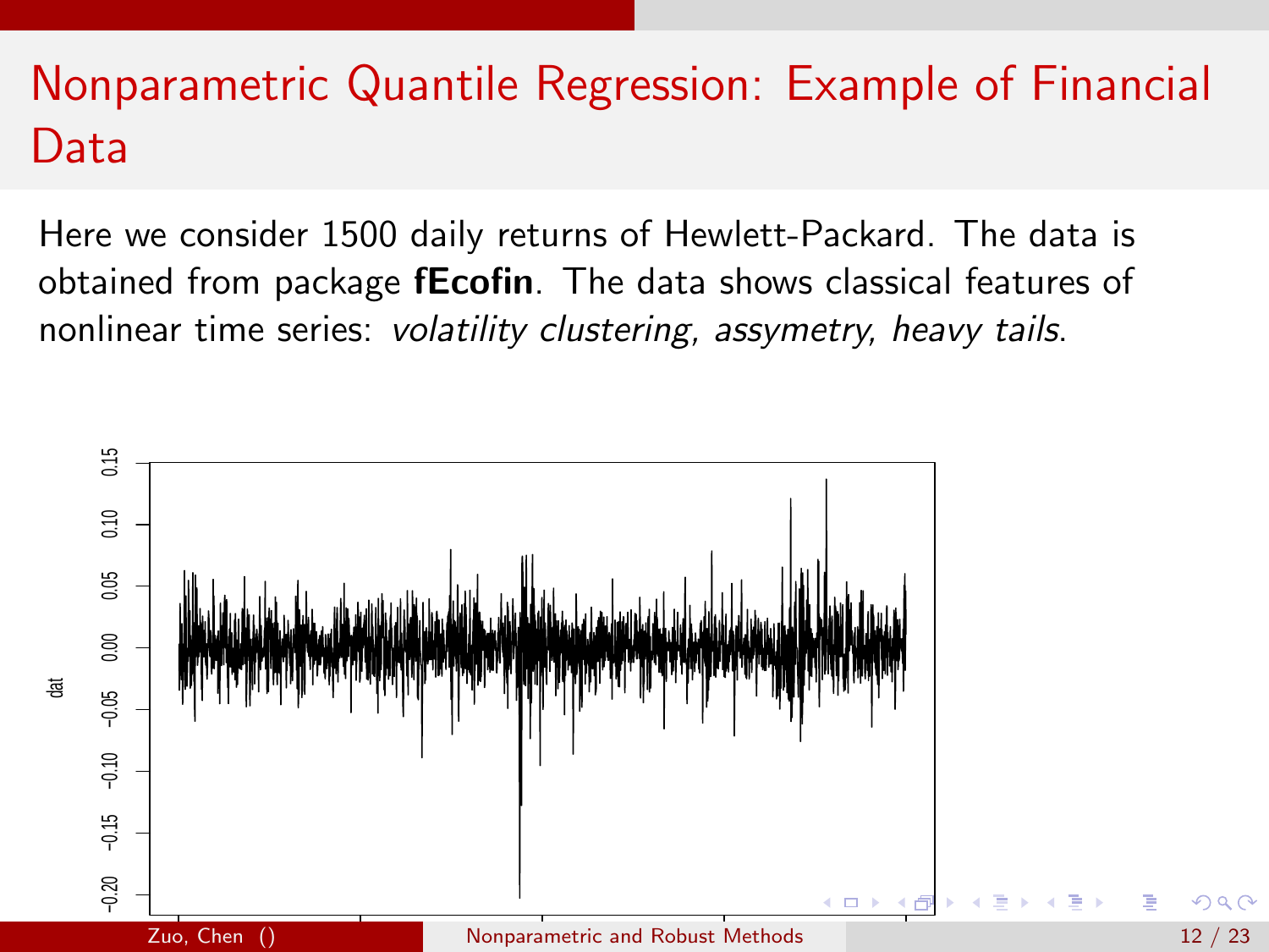# Nonparametric Quantile Regression: Example of Financial Data

Here we consider 1500 daily returns of Hewlett-Packard. The data is obtained from package **fEcofin**. The data shows classical features of nonlinear time series: *volatility clustering, assymetry, heavy tails.*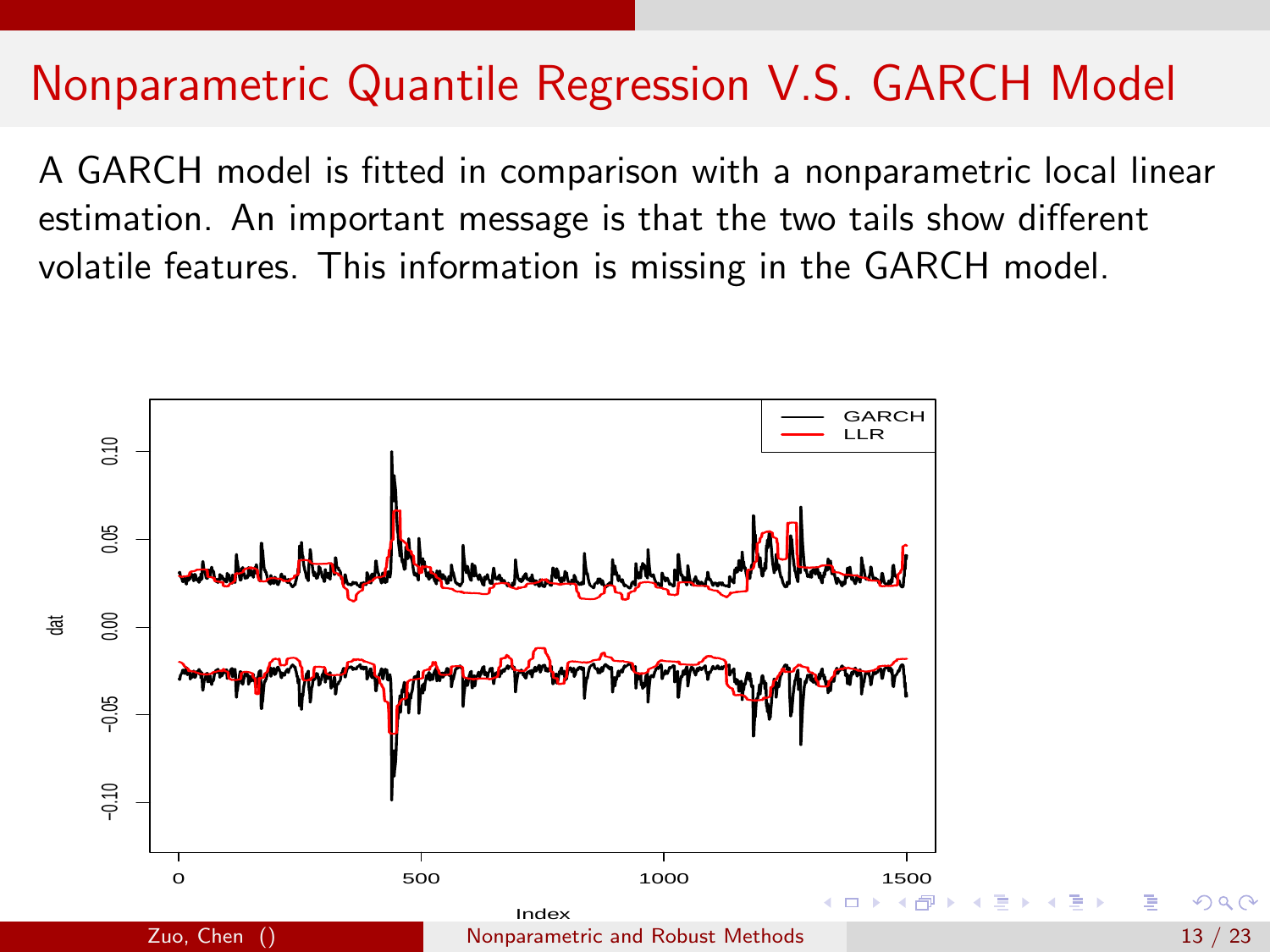# Nonparametric Quantile Regression V.S. GARCH Model

A GARCH model is fitted in comparison with a nonparametric local linear estimation. An important message is that the two tails show different volatile features. This information is missing in the GARCH model.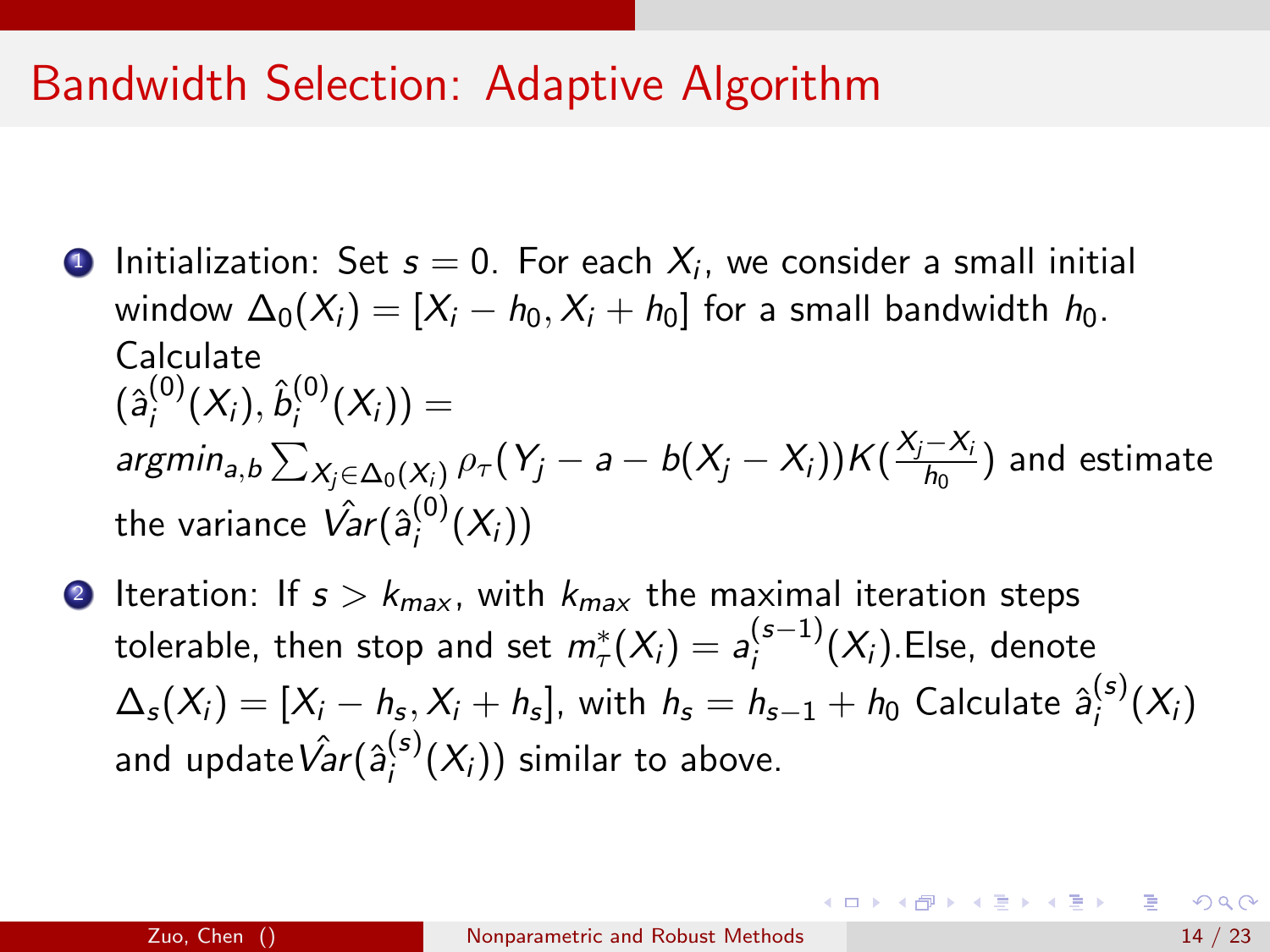# Bandwidth Selection: Adaptive Algorithm

1. Initialization: Set $s = 0$. For each $X_i$, we consider a small initial window $\Delta_0(X_i) = [X_i - h_0, X_i + h_0]$ for a small bandwidth $h_0$. Calculate $(\hat{a}_i^{(0)}(X_i), \hat{b}_i^{(0)}(X_i)) = argmin_{a,b} \sum_{X_j \in \Delta_0(X_i)} \rho_\tau(Y_j - a - b(X_j - X_i))K(\frac{X_j - X_i}{h_0})$ and estimate the variance $\hat{Var}(\hat{a}_i^{(0)}(X_i))$

2. Iteration: If $s > k_{max}$, with $k_{max}$ the maximal iteration steps tolerable, then stop and set $m_\tau^*(X_i) = a_i^{(s-1)}(X_i)$.Else, denote $\Delta_s(X_i) = [X_i - h_s, X_i + h_s]$, with $h_s = h_{s-1} + h_0$ Calculate $\hat{a}_i^{(s)}(X_i)$ and update$\hat{Var}(\hat{a}_i^{(s)}(X_i))$ similar to above.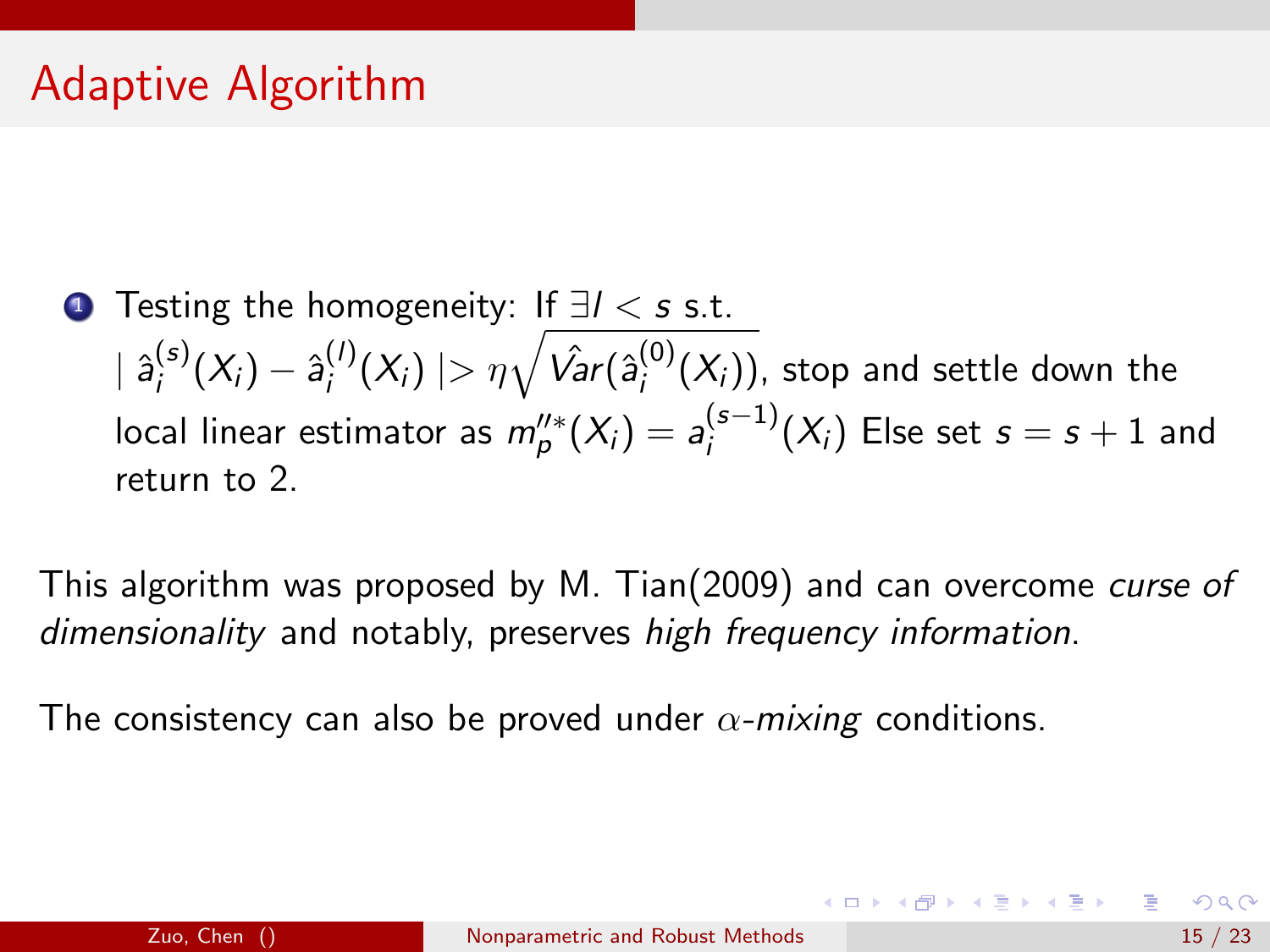# Adaptive Algorithm

1. Testing the homogeneity: If $\exists l < s$ s.t. $\mid \hat{a}_i^{(s)}(X_i) - \hat{a}_i^{(l)}(X_i) \mid > \eta\sqrt{\hat{Var}(\hat{a}_i^{(0)}(X_i))}$, stop and settle down the local linear estimator as $m_p''^*(X_i) = a_i^{(s-1)}(X_i)$ Else set $s = s + 1$ and return to 2.

This algorithm was proposed by M. Tian(2009) and can overcome *curse of dimensionality* and notably, preserves *high frequency information*.

The consistency can also be proved under $\alpha$-*mixing* conditions.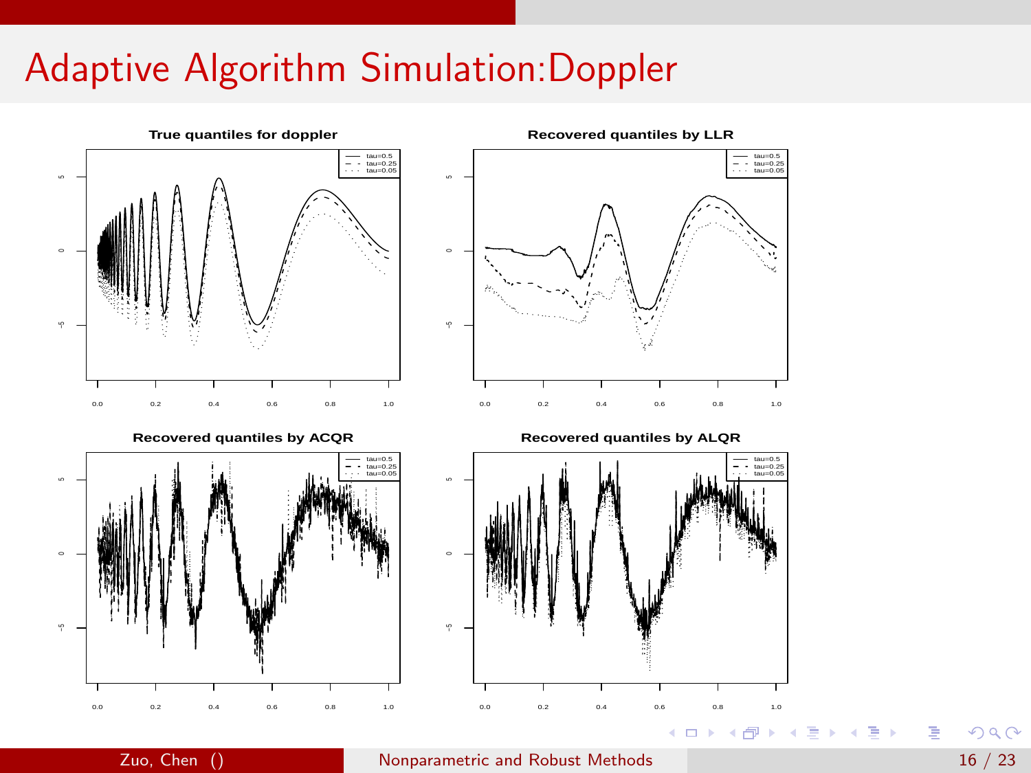# Adaptive Algorithm Simulation:Doppler

**True quantiles for doppler**

**Recovered quantiles by LLR**

**Recovered quantiles by ACQR**

**Recovered quantiles by ALQR**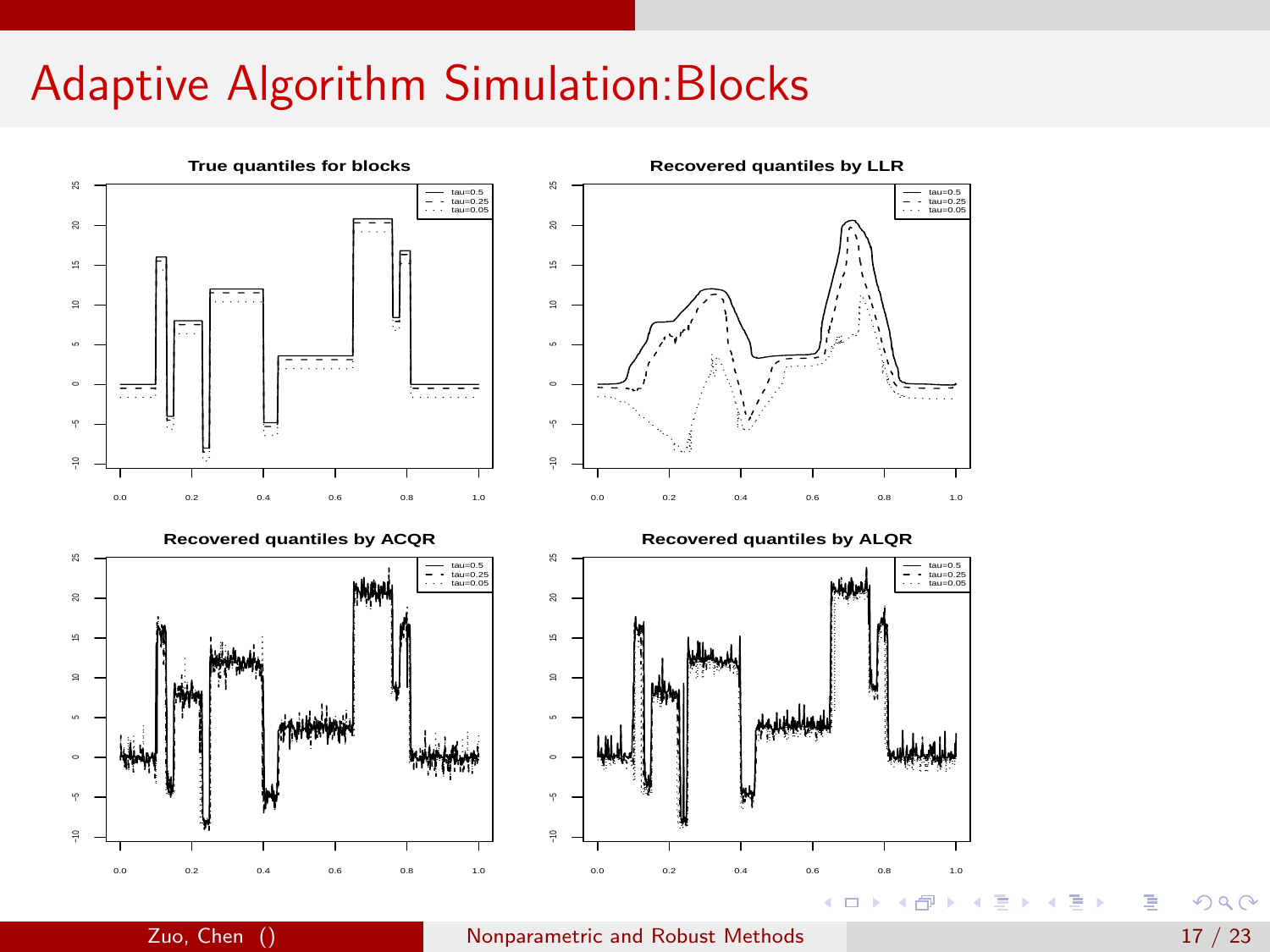# Adaptive Algorithm Simulation:Blocks

**True quantiles for blocks**

**Recovered quantiles by LLR**

**Recovered quantiles by ACQR**

**Recovered quantiles by ALQR**

Legend: tau=0.5, tau=0.25, tau=0.05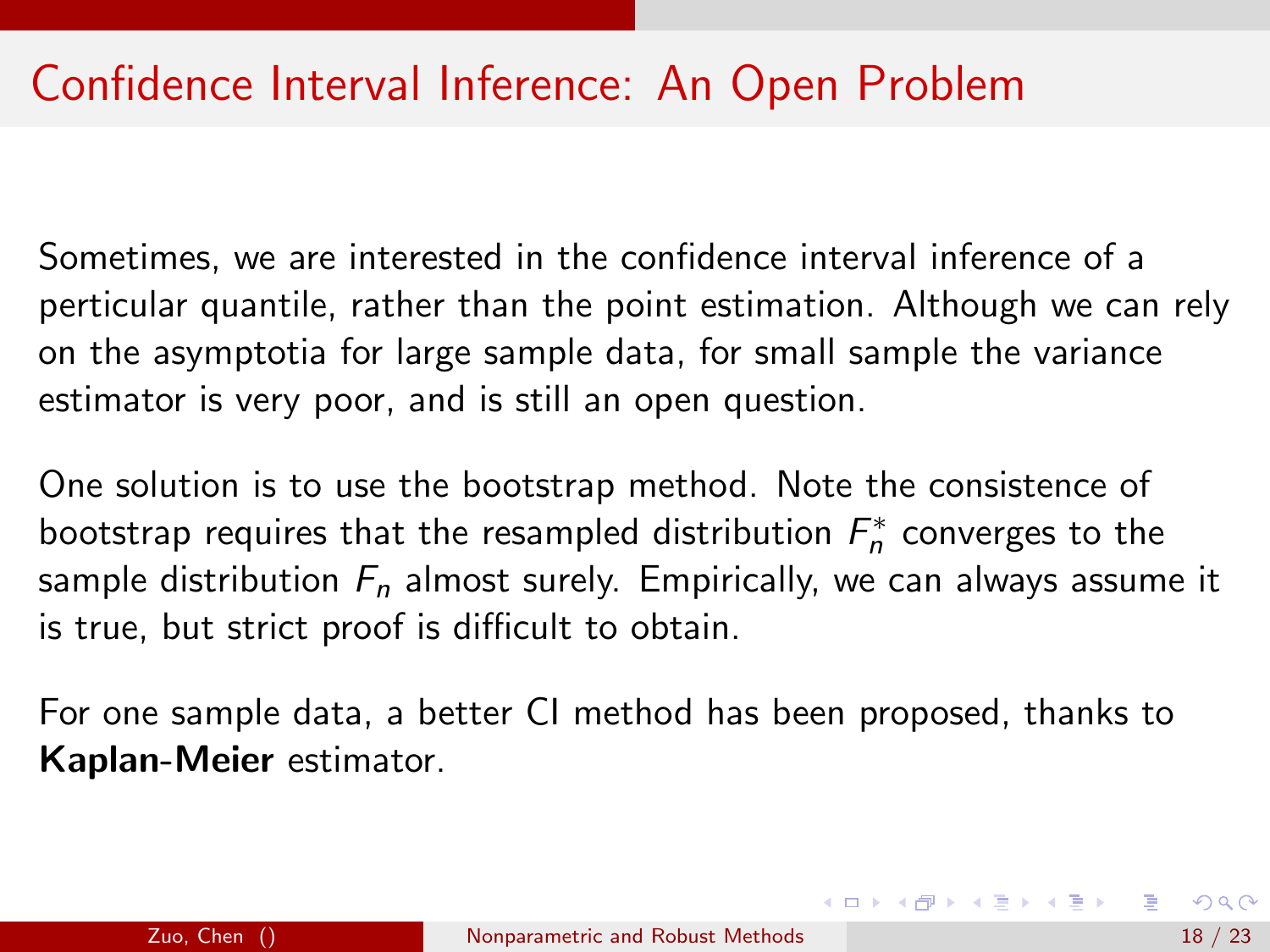# Confidence Interval Inference: An Open Problem

Sometimes, we are interested in the confidence interval inference of a perticular quantile, rather than the point estimation. Although we can rely on the asymptotia for large sample data, for small sample the variance estimator is very poor, and is still an open question.

One solution is to use the bootstrap method. Note the consistence of bootstrap requires that the resampled distribution $F_n^*$ converges to the sample distribution $F_n$ almost surely. Empirically, we can always assume it is true, but strict proof is difficult to obtain.

For one sample data, a better CI method has been proposed, thanks to **Kaplan-Meier** estimator.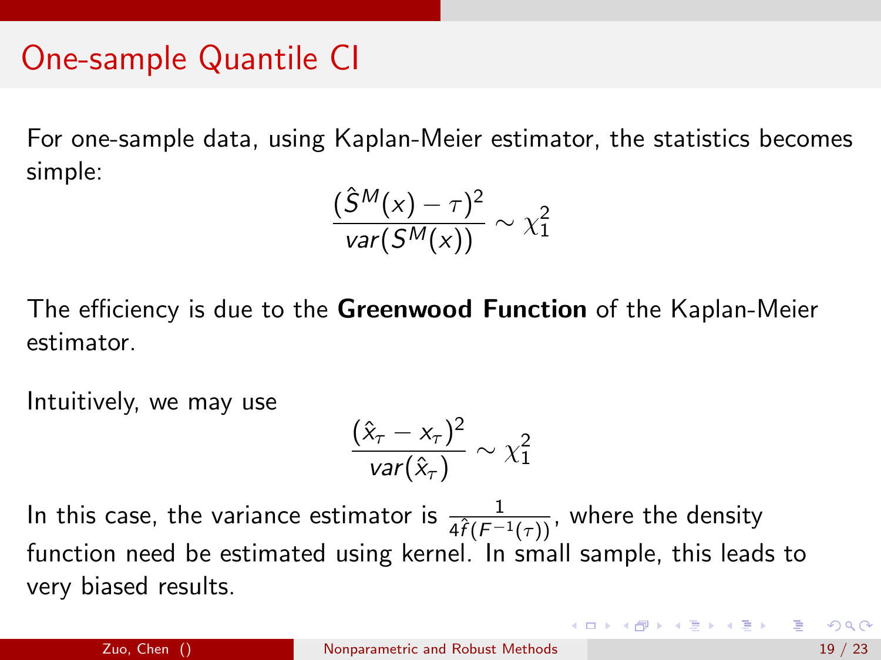# One-sample Quantile CI

For one-sample data, using Kaplan-Meier estimator, the statistics becomes simple:

$$\frac{(\hat{S}^M(x) - \tau)^2}{var(S^M(x))} \sim \chi_1^2$$

The efficiency is due to the **Greenwood Function** of the Kaplan-Meier estimator.

Intuitively, we may use

$$\frac{(\hat{x}_\tau - x_\tau)^2}{var(\hat{x}_\tau)} \sim \chi_1^2$$

In this case, the variance estimator is $\frac{1}{4\hat{f}(F^{-1}(\tau))}$, where the density function need be estimated using kernel. In small sample, this leads to very biased results.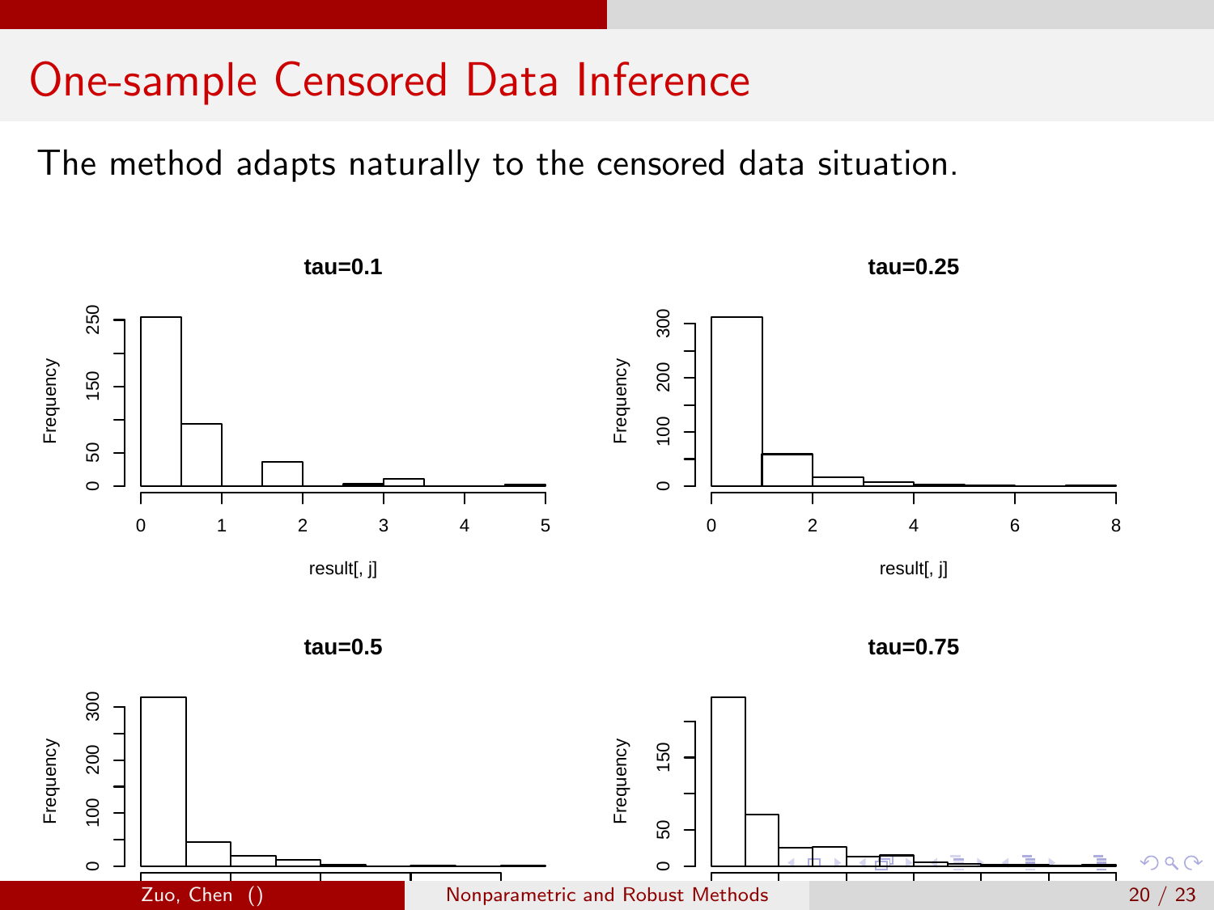# One-sample Censored Data Inference

The method adapts naturally to the censored data situation.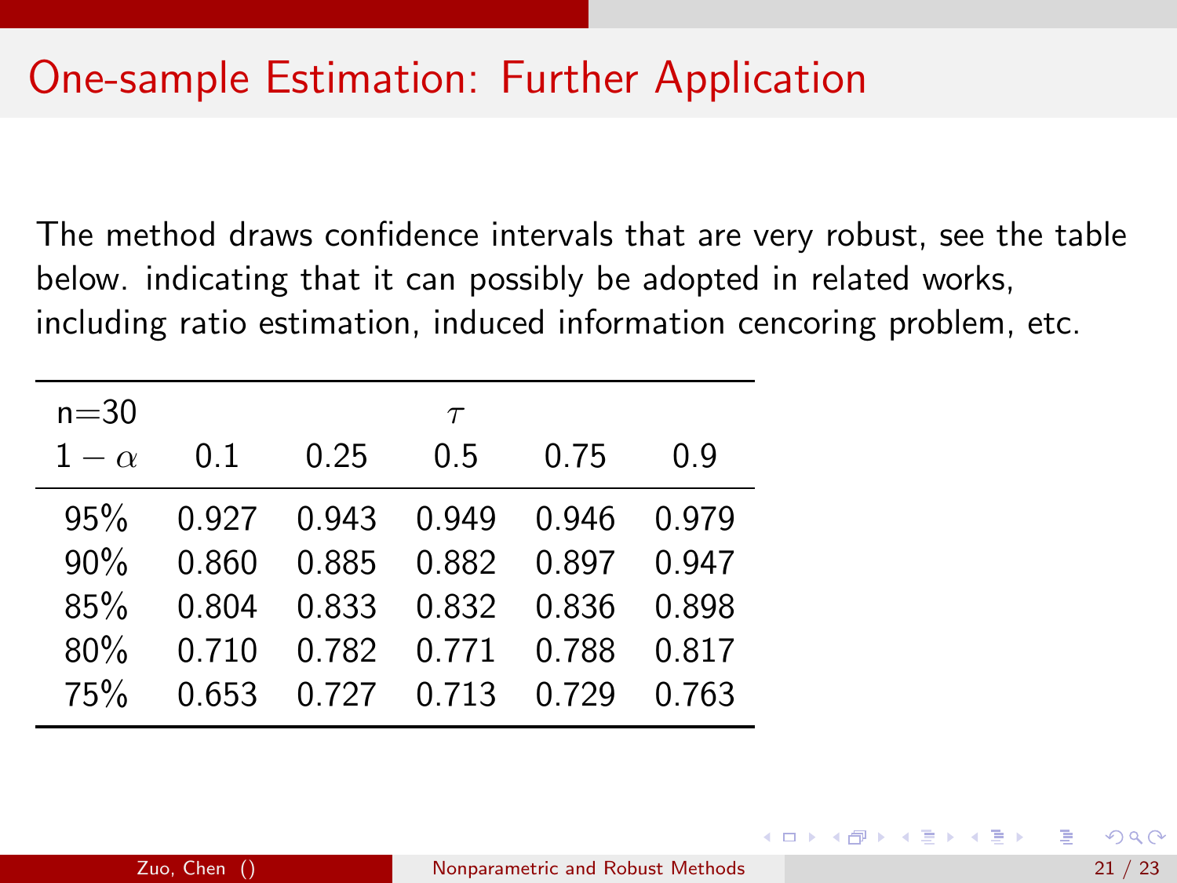# One-sample Estimation: Further Application

The method draws confidence intervals that are very robust, see the table below. indicating that it can possibly be adopted in related works, including ratio estimation, induced information cencoring problem, etc.

| n=30 | | | $\tau$ | | |
|---|---|---|---|---|---|
| $1-\alpha$ | 0.1 | 0.25 | 0.5 | 0.75 | 0.9 |
| 95% | 0.927 | 0.943 | 0.949 | 0.946 | 0.979 |
| 90% | 0.860 | 0.885 | 0.882 | 0.897 | 0.947 |
| 85% | 0.804 | 0.833 | 0.832 | 0.836 | 0.898 |
| 80% | 0.710 | 0.782 | 0.771 | 0.788 | 0.817 |
| 75% | 0.653 | 0.727 | 0.713 | 0.729 | 0.763 |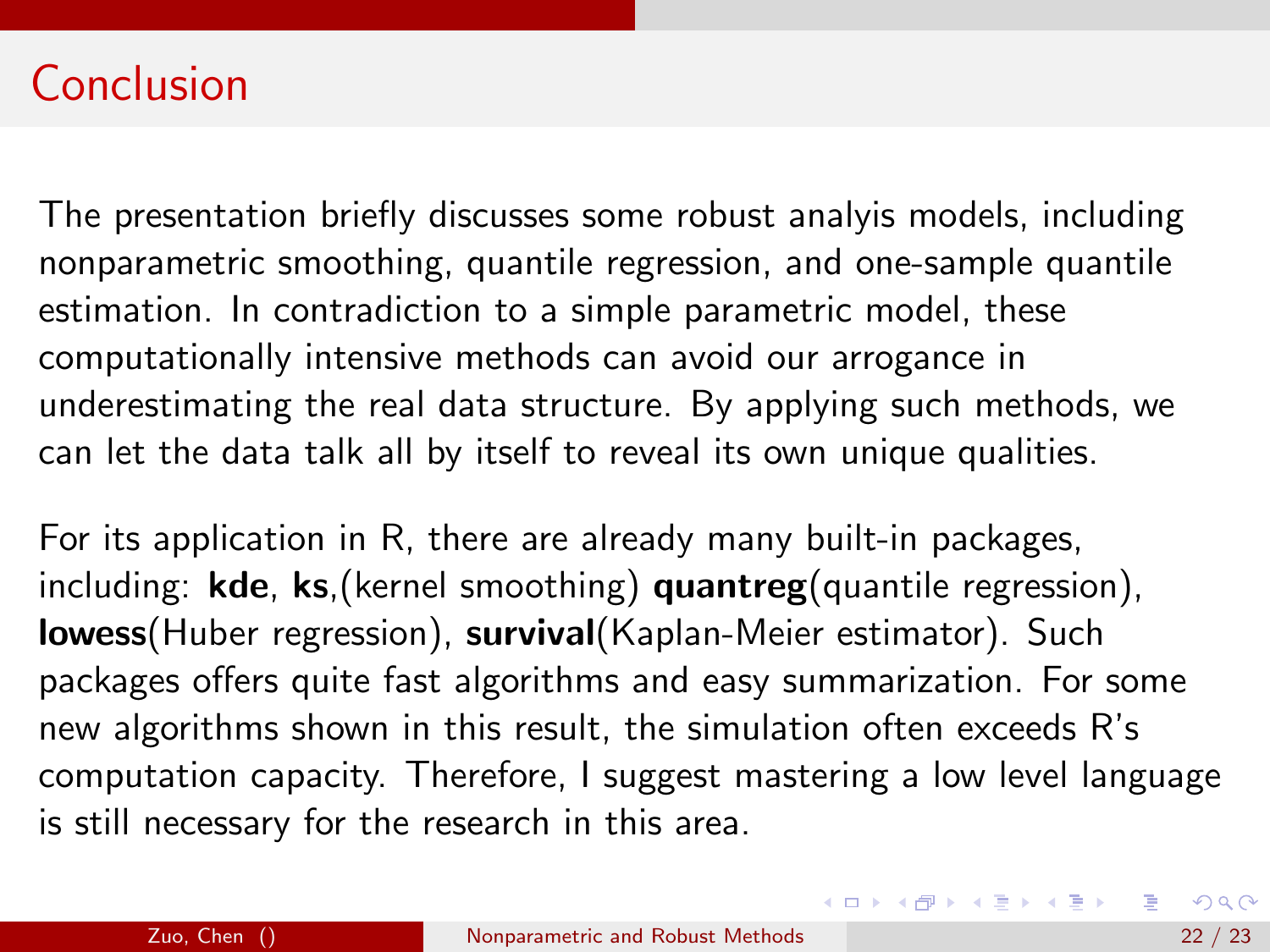# Conclusion

The presentation briefly discusses some robust analyis models, including nonparametric smoothing, quantile regression, and one-sample quantile estimation. In contradiction to a simple parametric model, these computationally intensive methods can avoid our arrogance in underestimating the real data structure. By applying such methods, we can let the data talk all by itself to reveal its own unique qualities.

For its application in R, there are already many built-in packages, including: **kde**, **ks**,(kernel smoothing) **quantreg**(quantile regression), **lowess**(Huber regression), **survival**(Kaplan-Meier estimator). Such packages offers quite fast algorithms and easy summarization. For some new algorithms shown in this result, the simulation often exceeds R's computation capacity. Therefore, I suggest mastering a low level language is still necessary for the research in this area.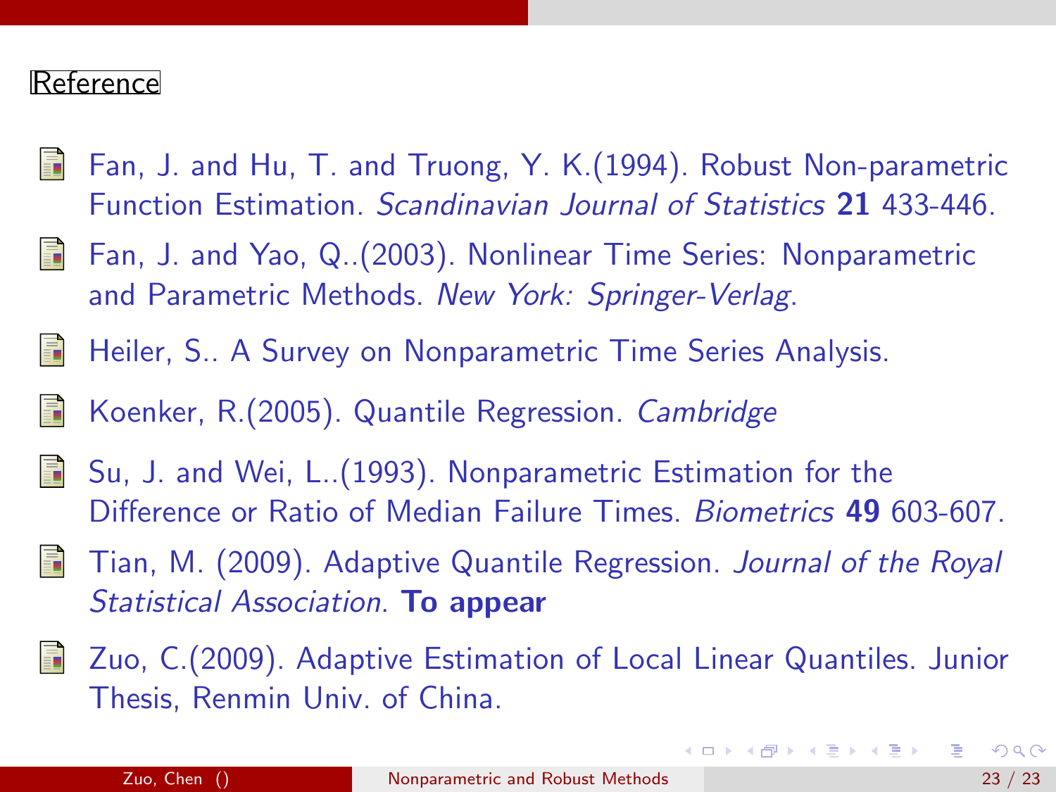## Reference

- Fan, J. and Hu, T. and Truong, Y. K.(1994). Robust Non-parametric Function Estimation. *Scandinavian Journal of Statistics* **21** 433-446.
- Fan, J. and Yao, Q..(2003). Nonlinear Time Series: Nonparametric and Parametric Methods. *New York: Springer-Verlag*.
- Heiler, S.. A Survey on Nonparametric Time Series Analysis.
- Koenker, R.(2005). Quantile Regression. *Cambridge*
- Su, J. and Wei, L..(1993). Nonparametric Estimation for the Difference or Ratio of Median Failure Times. *Biometrics* **49** 603-607.
- Tian, M. (2009). Adaptive Quantile Regression. *Journal of the Royal Statistical Association*. **To appear**
- Zuo, C.(2009). Adaptive Estimation of Local Linear Quantiles. Junior Thesis, Renmin Univ. of China.